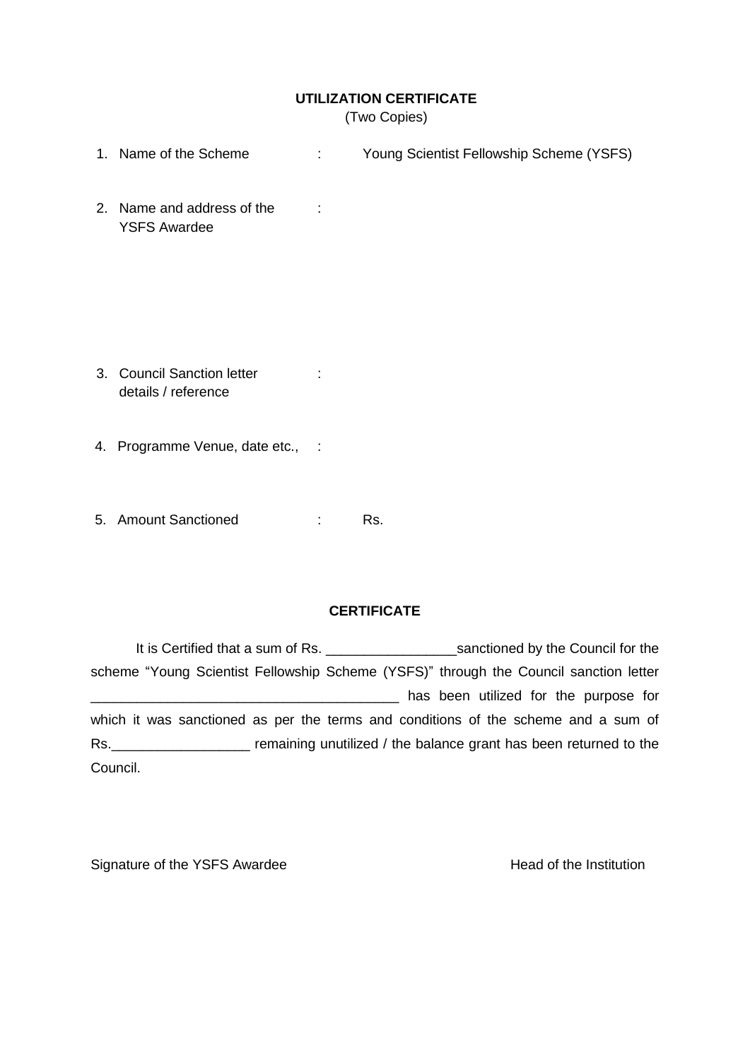**UTILIZATION CERTIFICATE**
(Two Copies)

1. Name of the Scheme : Young Scientist Fellowship Scheme (YSFS)

2. Name and address of the YSFS Awardee :

3. Council Sanction letter details / reference :

4. Programme Venue, date etc., :

5. Amount Sanctioned : Rs.

**CERTIFICATE**

It is Certified that a sum of Rs. _________________sanctioned by the Council for the scheme "Young Scientist Fellowship Scheme (YSFS)" through the Council sanction letter _______________________________________ has been utilized for the purpose for which it was sanctioned as per the terms and conditions of the scheme and a sum of Rs.__________________ remaining unutilized / the balance grant has been returned to the Council.

Signature of the YSFS Awardee                                                            Head of the Institution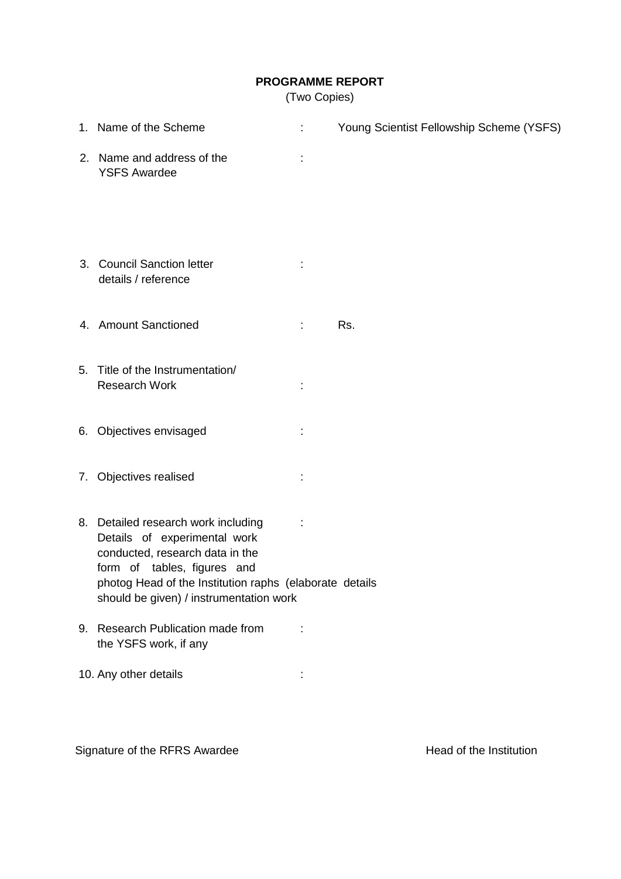**PROGRAMME REPORT**

(Two Copies)

1. Name of the Scheme : Young Scientist Fellowship Scheme (YSFS)

2. Name and address of the YSFS Awardee :

3. Council Sanction letter details / reference :

4. Amount Sanctioned : Rs.

5. Title of the Instrumentation/ Research Work :

6. Objectives envisaged :

7. Objectives realised :

8. Detailed research work including Details of experimental work conducted, research data in the form of tables, figures and photog Head of the Institution raphs (elaborate details should be given) / instrumentation work :

9. Research Publication made from the YSFS work, if any :

10. Any other details :

Signature of the RFRS Awardee

Head of the Institution